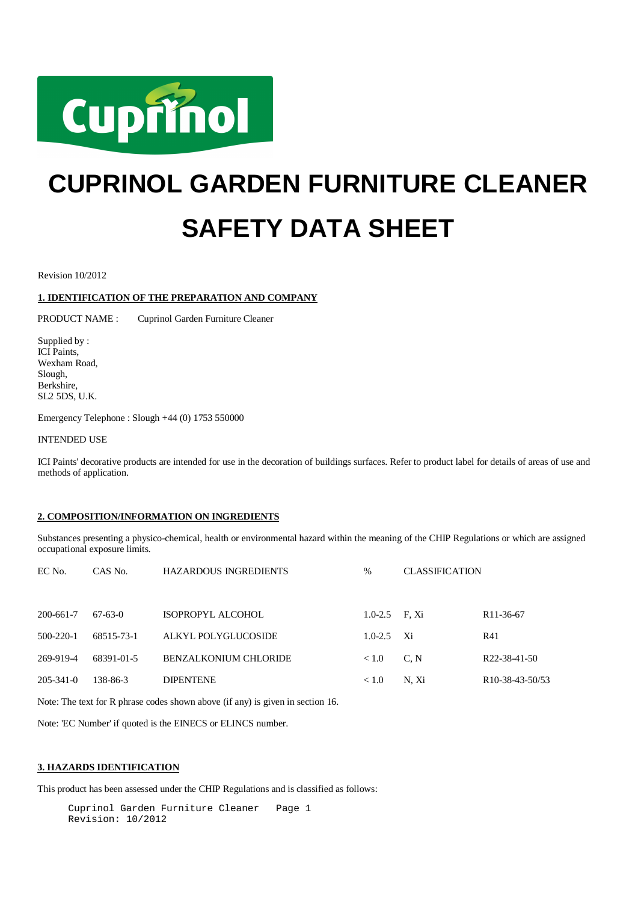# CUPRINOL GARDEN FURNITURE CLEANER

# SAFETY DATA SHEET

Revision 10/2012

## 1. IDENTIFICATION OF THE PREPARATION AND COMPANY

PRODUCT NAME : Cuprinol Garden Furniture Cleaner

Supplied by :
ICI Paints,
Wexham Road,
Slough,
Berkshire,
SL2 5DS, U.K.

Emergency Telephone : Slough +44 (0) 1753 550000

INTENDED USE

ICI Paints' decorative products are intended for use in the decoration of buildings surfaces. Refer to product label for details of areas of use and methods of application.

## 2. COMPOSITION/INFORMATION ON INGREDIENTS

Substances presenting a physico-chemical, health or environmental hazard within the meaning of the CHIP Regulations or which are assigned occupational exposure limits.

| EC No. | CAS No. | HAZARDOUS INGREDIENTS | % | CLASSIFICATION | |
|---|---|---|---|---|---|
| 200-661-7 | 67-63-0 | ISOPROPYL ALCOHOL | 1.0-2.5 | F, Xi | R11-36-67 |
| 500-220-1 | 68515-73-1 | ALKYL POLYGLUCOSIDE | 1.0-2.5 | Xi | R41 |
| 269-919-4 | 68391-01-5 | BENZALKONIUM CHLORIDE | < 1.0 | C, N | R22-38-41-50 |
| 205-341-0 | 138-86-3 | DIPENTENE | < 1.0 | N, Xi | R10-38-43-50/53 |

Note: The text for R phrase codes shown above (if any) is given in section 16.

Note: 'EC Number' if quoted is the EINECS or ELINCS number.

## 3. HAZARDS IDENTIFICATION

This product has been assessed under the CHIP Regulations and is classified as follows: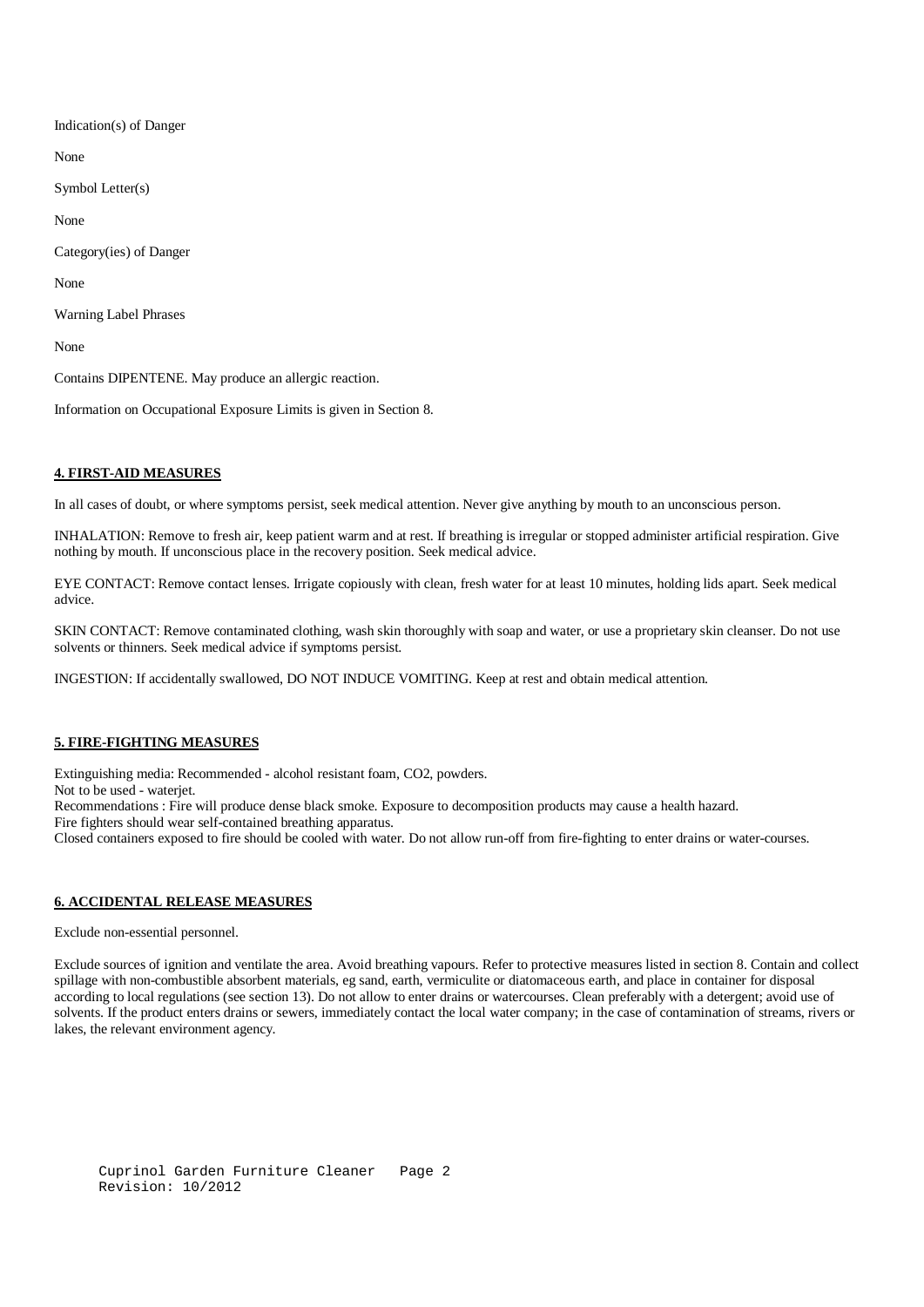Indication(s) of Danger

None

Symbol Letter(s)

None

Category(ies) of Danger

None

Warning Label Phrases

None

Contains DIPENTENE. May produce an allergic reaction.

Information on Occupational Exposure Limits is given in Section 8.

## 4. FIRST-AID MEASURES

In all cases of doubt, or where symptoms persist, seek medical attention. Never give anything by mouth to an unconscious person.

INHALATION: Remove to fresh air, keep patient warm and at rest. If breathing is irregular or stopped administer artificial respiration. Give nothing by mouth. If unconscious place in the recovery position. Seek medical advice.

EYE CONTACT: Remove contact lenses. Irrigate copiously with clean, fresh water for at least 10 minutes, holding lids apart. Seek medical advice.

SKIN CONTACT: Remove contaminated clothing, wash skin thoroughly with soap and water, or use a proprietary skin cleanser. Do not use solvents or thinners. Seek medical advice if symptoms persist.

INGESTION: If accidentally swallowed, DO NOT INDUCE VOMITING. Keep at rest and obtain medical attention.

## 5. FIRE-FIGHTING MEASURES

Extinguishing media: Recommended - alcohol resistant foam, $CO_2$, powders.
Not to be used - waterjet.
Recommendations : Fire will produce dense black smoke. Exposure to decomposition products may cause a health hazard.
Fire fighters should wear self-contained breathing apparatus.
Closed containers exposed to fire should be cooled with water. Do not allow run-off from fire-fighting to enter drains or water-courses.

## 6. ACCIDENTAL RELEASE MEASURES

Exclude non-essential personnel.

Exclude sources of ignition and ventilate the area. Avoid breathing vapours. Refer to protective measures listed in section 8. Contain and collect spillage with non-combustible absorbent materials, eg sand, earth, vermiculite or diatomaceous earth, and place in container for disposal according to local regulations (see section 13). Do not allow to enter drains or watercourses. Clean preferably with a detergent; avoid use of solvents. If the product enters drains or sewers, immediately contact the local water company; in the case of contamination of streams, rivers or lakes, the relevant environment agency.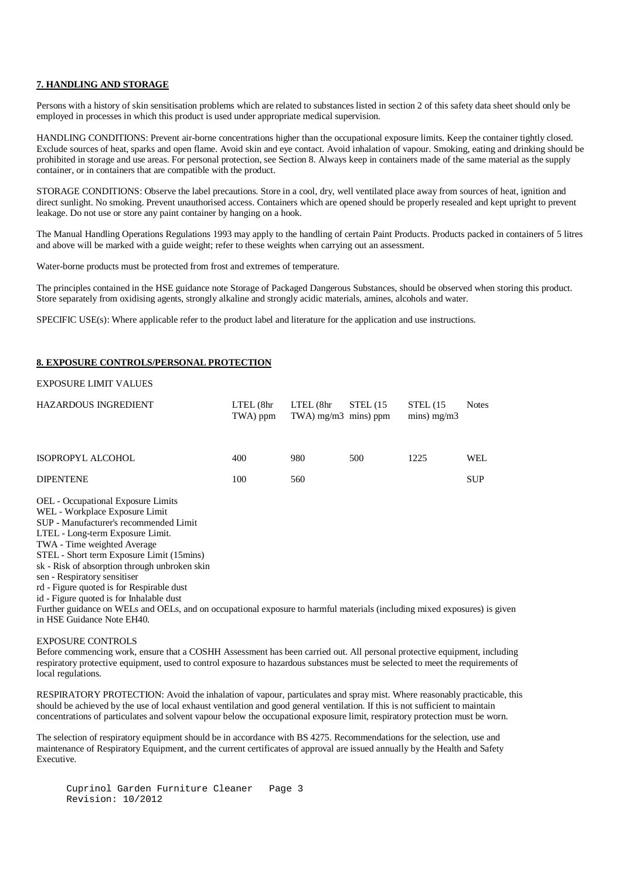## 7. HANDLING AND STORAGE

Persons with a history of skin sensitisation problems which are related to substances listed in section 2 of this safety data sheet should only be employed in processes in which this product is used under appropriate medical supervision.

HANDLING CONDITIONS: Prevent air-borne concentrations higher than the occupational exposure limits. Keep the container tightly closed. Exclude sources of heat, sparks and open flame. Avoid skin and eye contact. Avoid inhalation of vapour. Smoking, eating and drinking should be prohibited in storage and use areas. For personal protection, see Section 8. Always keep in containers made of the same material as the supply container, or in containers that are compatible with the product.

STORAGE CONDITIONS: Observe the label precautions. Store in a cool, dry, well ventilated place away from sources of heat, ignition and direct sunlight. No smoking. Prevent unauthorised access. Containers which are opened should be properly resealed and kept upright to prevent leakage. Do not use or store any paint container by hanging on a hook.

The Manual Handling Operations Regulations 1993 may apply to the handling of certain Paint Products. Products packed in containers of 5 litres and above will be marked with a guide weight; refer to these weights when carrying out an assessment.

Water-borne products must be protected from frost and extremes of temperature.

The principles contained in the HSE guidance note Storage of Packaged Dangerous Substances, should be observed when storing this product. Store separately from oxidising agents, strongly alkaline and strongly acidic materials, amines, alcohols and water.

SPECIFIC USE(s): Where applicable refer to the product label and literature for the application and use instructions.

## 8. EXPOSURE CONTROLS/PERSONAL PROTECTION

EXPOSURE LIMIT VALUES

| HAZARDOUS INGREDIENT | LTEL (8hr TWA) ppm | LTEL (8hr TWA) mg/m3 | STEL (15 mins) ppm | STEL (15 mins) mg/m3 | Notes |
|---|---|---|---|---|---|
| ISOPROPYL ALCOHOL | 400 | 980 | 500 | 1225 | WEL |
| DIPENTENE | 100 | 560 | | | SUP |

OEL - Occupational Exposure Limits
WEL - Workplace Exposure Limit
SUP - Manufacturer's recommended Limit
LTEL - Long-term Exposure Limit.
TWA - Time weighted Average
STEL - Short term Exposure Limit (15mins)
sk - Risk of absorption through unbroken skin
sen - Respiratory sensitiser
rd - Figure quoted is for Respirable dust
id - Figure quoted is for Inhalable dust
Further guidance on WELs and OELs, and on occupational exposure to harmful materials (including mixed exposures) is given in HSE Guidance Note EH40.

EXPOSURE CONTROLS
Before commencing work, ensure that a COSHH Assessment has been carried out. All personal protective equipment, including respiratory protective equipment, used to control exposure to hazardous substances must be selected to meet the requirements of local regulations.

RESPIRATORY PROTECTION: Avoid the inhalation of vapour, particulates and spray mist. Where reasonably practicable, this should be achieved by the use of local exhaust ventilation and good general ventilation. If this is not sufficient to maintain concentrations of particulates and solvent vapour below the occupational exposure limit, respiratory protection must be worn.

The selection of respiratory equipment should be in accordance with BS 4275. Recommendations for the selection, use and maintenance of Respiratory Equipment, and the current certificates of approval are issued annually by the Health and Safety Executive.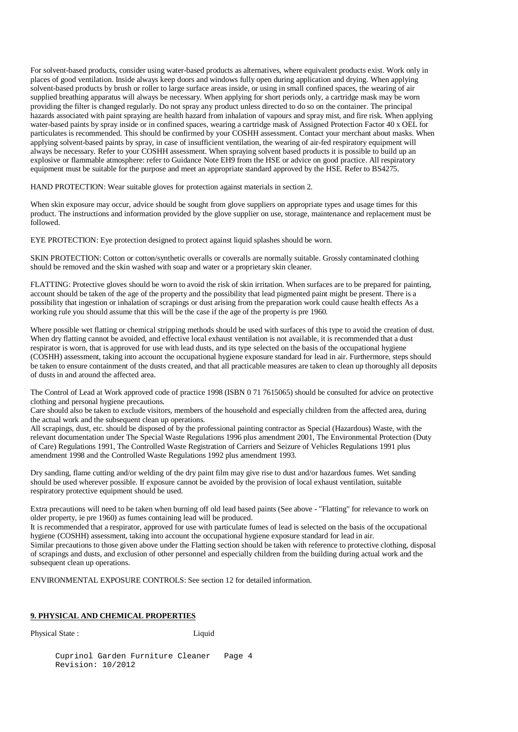For solvent-based products, consider using water-based products as alternatives, where equivalent products exist. Work only in places of good ventilation. Inside always keep doors and windows fully open during application and drying. When applying solvent-based products by brush or roller to large surface areas inside, or using in small confined spaces, the wearing of air supplied breathing apparatus will always be necessary. When applying for short periods only, a cartridge mask may be worn providing the filter is changed regularly. Do not spray any product unless directed to do so on the container. The principal hazards associated with paint spraying are health hazard from inhalation of vapours and spray mist, and fire risk. When applying water-based paints by spray inside or in confined spaces, wearing a cartridge mask of Assigned Protection Factor 40 x OEL for particulates is recommended. This should be confirmed by your COSHH assessment. Contact your merchant about masks. When applying solvent-based paints by spray, in case of insufficient ventilation, the wearing of air-fed respiratory equipment will always be necessary. Refer to your COSHH assessment. When spraying solvent based products it is possible to build up an explosive or flammable atmosphere: refer to Guidance Note EH9 from the HSE or advice on good practice. All respiratory equipment must be suitable for the purpose and meet an appropriate standard approved by the HSE. Refer to BS4275.

HAND PROTECTION: Wear suitable gloves for protection against materials in section 2.

When skin exposure may occur, advice should be sought from glove suppliers on appropriate types and usage times for this product. The instructions and information provided by the glove supplier on use, storage, maintenance and replacement must be followed.

EYE PROTECTION: Eye protection designed to protect against liquid splashes should be worn.

SKIN PROTECTION: Cotton or cotton/synthetic overalls or coveralls are normally suitable. Grossly contaminated clothing should be removed and the skin washed with soap and water or a proprietary skin cleaner.

FLATTING: Protective gloves should be worn to avoid the risk of skin irritation. When surfaces are to be prepared for painting, account should be taken of the age of the property and the possibility that lead pigmented paint might be present. There is a possibility that ingestion or inhalation of scrapings or dust arising from the preparation work could cause health effects As a working rule you should assume that this will be the case if the age of the property is pre 1960.

Where possible wet flatting or chemical stripping methods should be used with surfaces of this type to avoid the creation of dust. When dry flatting cannot be avoided, and effective local exhaust ventilation is not available, it is recommended that a dust respirator is worn, that is approved for use with lead dusts, and its type selected on the basis of the occupational hygiene (COSHH) assessment, taking into account the occupational hygiene exposure standard for lead in air. Furthermore, steps should be taken to ensure containment of the dusts created, and that all practicable measures are taken to clean up thoroughly all deposits of dusts in and around the affected area.

The Control of Lead at Work approved code of practice 1998 (ISBN 0 71 7615065) should be consulted for advice on protective clothing and personal hygiene precautions.
Care should also be taken to exclude visitors, members of the household and especially children from the affected area, during the actual work and the subsequent clean up operations.
All scrapings, dust, etc. should be disposed of by the professional painting contractor as Special (Hazardous) Waste, with the relevant documentation under The Special Waste Regulations 1996 plus amendment 2001, The Environmental Protection (Duty of Care) Regulations 1991, The Controlled Waste Registration of Carriers and Seizure of Vehicles Regulations 1991 plus amendment 1998 and the Controlled Waste Regulations 1992 plus amendment 1993.

Dry sanding, flame cutting and/or welding of the dry paint film may give rise to dust and/or hazardous fumes. Wet sanding should be used wherever possible. If exposure cannot be avoided by the provision of local exhaust ventilation, suitable respiratory protective equipment should be used.

Extra precautions will need to be taken when burning off old lead based paints (See above - "Flatting" for relevance to work on older property, ie pre 1960) as fumes containing lead will be produced.
It is recommended that a respirator, approved for use with particulate fumes of lead is selected on the basis of the occupational hygiene (COSHH) assessment, taking into account the occupational hygiene exposure standard for lead in air.
Similar precautions to those given above under the Flatting section should be taken with reference to protective clothing, disposal of scrapings and dusts, and exclusion of other personnel and especially children from the building during actual work and the subsequent clean up operations.

ENVIRONMENTAL EXPOSURE CONTROLS: See section 12 for detailed information.

## 9. PHYSICAL AND CHEMICAL PROPERTIES

Physical State : Liquid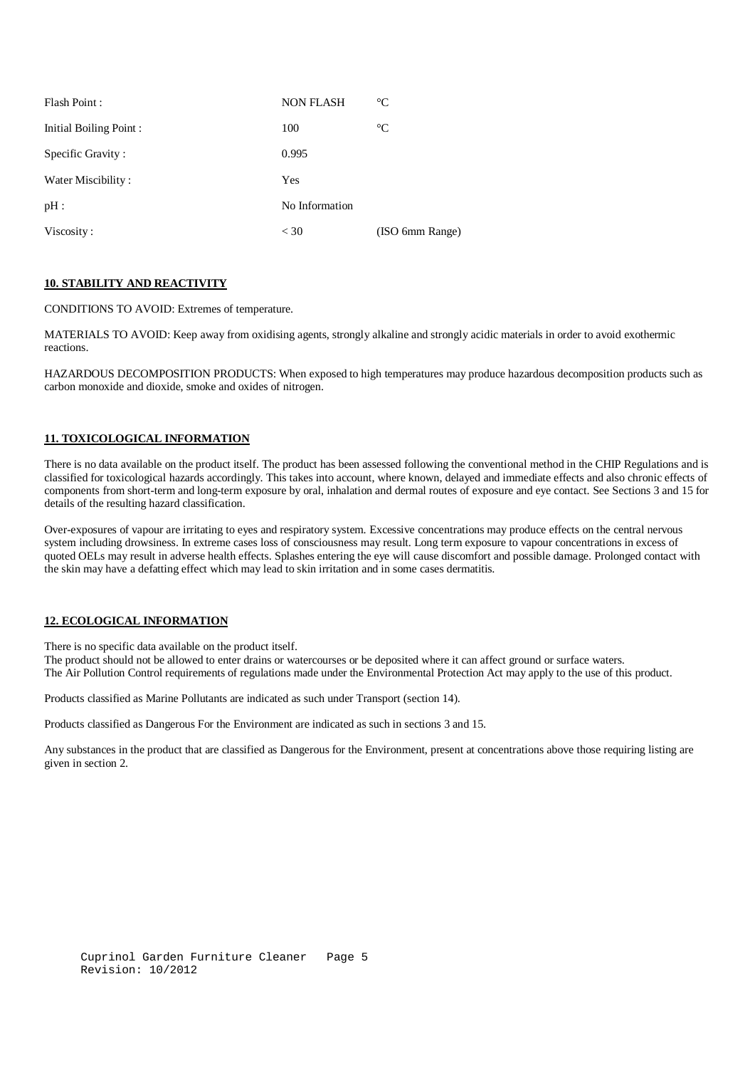| | | |
|---|---|---|
| Flash Point : | NON FLASH | °C |
| Initial Boiling Point : | 100 | °C |
| Specific Gravity : | 0.995 | |
| Water Miscibility : | Yes | |
| pH : | No Information | |
| Viscosity : | < 30 | (ISO 6mm Range) |

## 10. STABILITY AND REACTIVITY

CONDITIONS TO AVOID: Extremes of temperature.

MATERIALS TO AVOID: Keep away from oxidising agents, strongly alkaline and strongly acidic materials in order to avoid exothermic reactions.

HAZARDOUS DECOMPOSITION PRODUCTS: When exposed to high temperatures may produce hazardous decomposition products such as carbon monoxide and dioxide, smoke and oxides of nitrogen.

## 11. TOXICOLOGICAL INFORMATION

There is no data available on the product itself. The product has been assessed following the conventional method in the CHIP Regulations and is classified for toxicological hazards accordingly. This takes into account, where known, delayed and immediate effects and also chronic effects of components from short-term and long-term exposure by oral, inhalation and dermal routes of exposure and eye contact. See Sections 3 and 15 for details of the resulting hazard classification.

Over-exposures of vapour are irritating to eyes and respiratory system. Excessive concentrations may produce effects on the central nervous system including drowsiness. In extreme cases loss of consciousness may result. Long term exposure to vapour concentrations in excess of quoted OELs may result in adverse health effects. Splashes entering the eye will cause discomfort and possible damage. Prolonged contact with the skin may have a defatting effect which may lead to skin irritation and in some cases dermatitis.

## 12. ECOLOGICAL INFORMATION

There is no specific data available on the product itself.
The product should not be allowed to enter drains or watercourses or be deposited where it can affect ground or surface waters.
The Air Pollution Control requirements of regulations made under the Environmental Protection Act may apply to the use of this product.

Products classified as Marine Pollutants are indicated as such under Transport (section 14).

Products classified as Dangerous For the Environment are indicated as such in sections 3 and 15.

Any substances in the product that are classified as Dangerous for the Environment, present at concentrations above those requiring listing are given in section 2.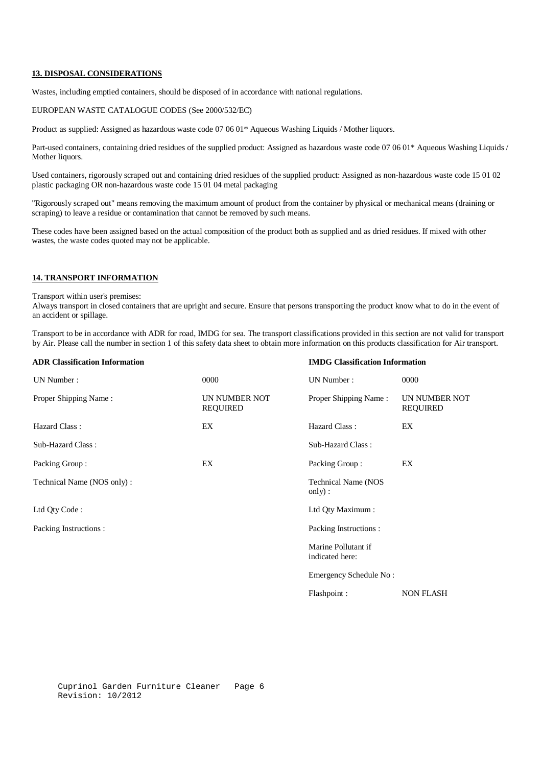## 13. DISPOSAL CONSIDERATIONS

Wastes, including emptied containers, should be disposed of in accordance with national regulations.

EUROPEAN WASTE CATALOGUE CODES (See 2000/532/EC)

Product as supplied: Assigned as hazardous waste code 07 06 01* Aqueous Washing Liquids / Mother liquors.

Part-used containers, containing dried residues of the supplied product: Assigned as hazardous waste code 07 06 01* Aqueous Washing Liquids / Mother liquors.

Used containers, rigorously scraped out and containing dried residues of the supplied product: Assigned as non-hazardous waste code 15 01 02 plastic packaging OR non-hazardous waste code 15 01 04 metal packaging

"Rigorously scraped out" means removing the maximum amount of product from the container by physical or mechanical means (draining or scraping) to leave a residue or contamination that cannot be removed by such means.

These codes have been assigned based on the actual composition of the product both as supplied and as dried residues. If mixed with other wastes, the waste codes quoted may not be applicable.

## 14. TRANSPORT INFORMATION

Transport within user's premises:
Always transport in closed containers that are upright and secure. Ensure that persons transporting the product know what to do in the event of an accident or spillage.

Transport to be in accordance with ADR for road, IMDG for sea. The transport classifications provided in this section are not valid for transport by Air. Please call the number in section 1 of this safety data sheet to obtain more information on this products classification for Air transport.

| **ADR Classification Information** | | **IMDG Classification Information** | |
|---|---|---|---|
| UN Number : | 0000 | UN Number : | 0000 |
| Proper Shipping Name : | UN NUMBER NOT REQUIRED | Proper Shipping Name : | UN NUMBER NOT REQUIRED |
| Hazard Class : | EX | Hazard Class : | EX |
| Sub-Hazard Class : | | Sub-Hazard Class : | |
| Packing Group : | EX | Packing Group : | EX |
| Technical Name (NOS only) : | | Technical Name (NOS only) : | |
| Ltd Qty Code : | | Ltd Qty Maximum : | |
| Packing Instructions : | | Packing Instructions : | |
| | | Marine Pollutant if indicated here: | |
| | | Emergency Schedule No : | |
| | | Flashpoint : | NON FLASH |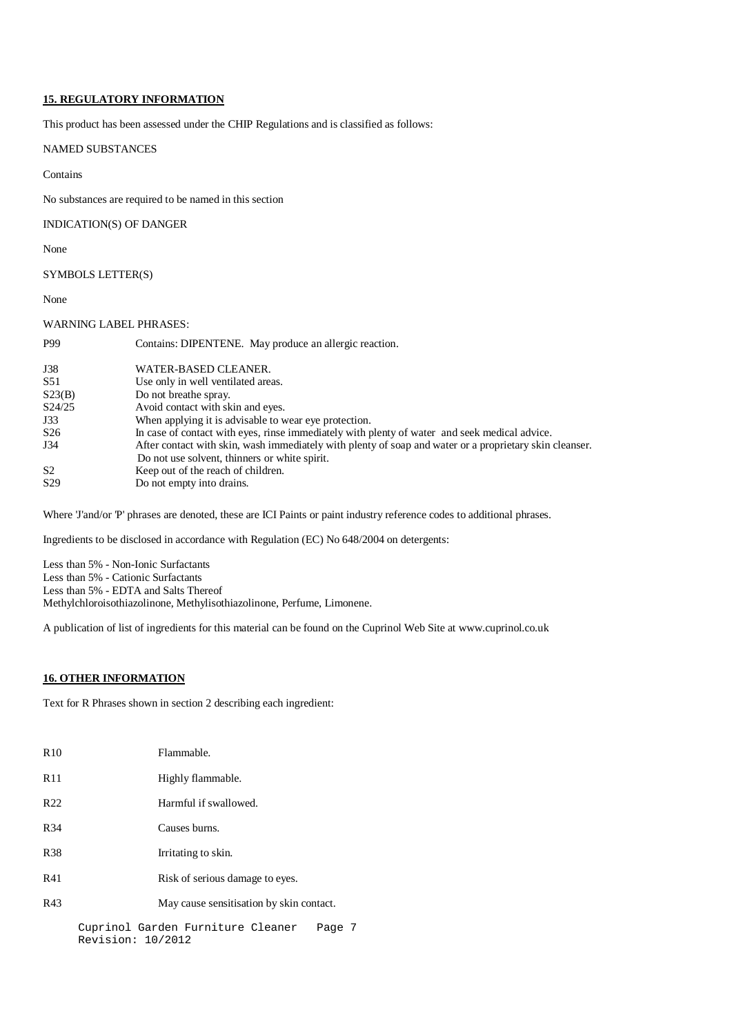## 15. REGULATORY INFORMATION

This product has been assessed under the CHIP Regulations and is classified as follows:

NAMED SUBSTANCES

Contains

No substances are required to be named in this section

INDICATION(S) OF DANGER

None

SYMBOLS LETTER(S)

None

WARNING LABEL PHRASES:

| | |
|---|---|
| P99 | Contains: DIPENTENE. May produce an allergic reaction. |
| J38 | WATER-BASED CLEANER. |
| S51 | Use only in well ventilated areas. |
| S23(B) | Do not breathe spray. |
| S24/25 | Avoid contact with skin and eyes. |
| J33 | When applying it is advisable to wear eye protection. |
| S26 | In case of contact with eyes, rinse immediately with plenty of water and seek medical advice. |
| J34 | After contact with skin, wash immediately with plenty of soap and water or a proprietary skin cleanser. Do not use solvent, thinners or white spirit. |
| S2 | Keep out of the reach of children. |
| S29 | Do not empty into drains. |

Where 'J'and/or 'P' phrases are denoted, these are ICI Paints or paint industry reference codes to additional phrases.

Ingredients to be disclosed in accordance with Regulation (EC) No 648/2004 on detergents:

Less than 5% - Non-Ionic Surfactants
Less than 5% - Cationic Surfactants
Less than 5% - EDTA and Salts Thereof
Methylchloroisothiazolinone, Methylisothiazolinone, Perfume, Limonene.

A publication of list of ingredients for this material can be found on the Cuprinol Web Site at www.cuprinol.co.uk

## 16. OTHER INFORMATION

Text for R Phrases shown in section 2 describing each ingredient:

| | |
|---|---|
| R10 | Flammable. |
| R11 | Highly flammable. |
| R22 | Harmful if swallowed. |
| R34 | Causes burns. |
| R38 | Irritating to skin. |
| R41 | Risk of serious damage to eyes. |
| R43 | May cause sensitisation by skin contact. |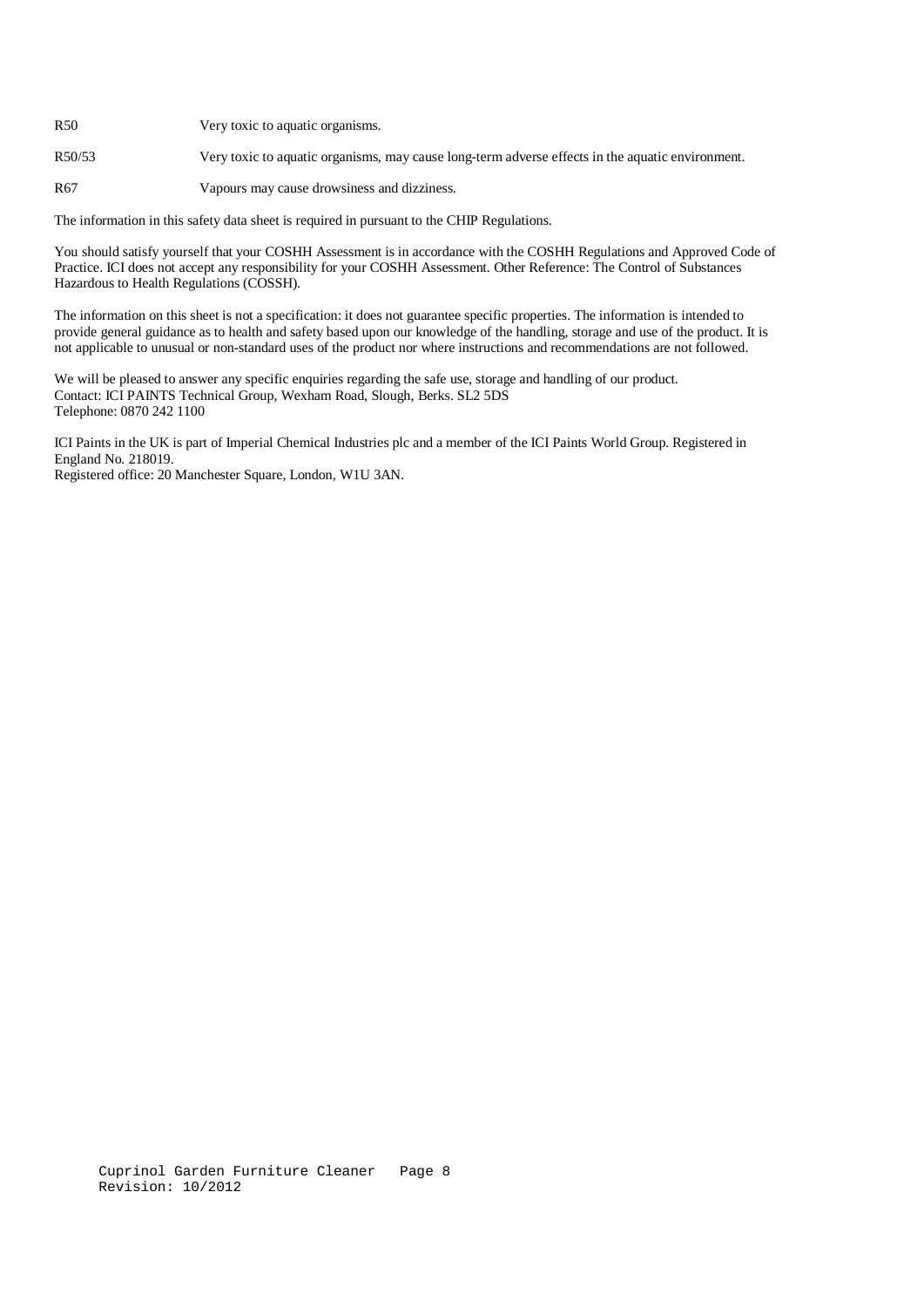| | |
|---|---|
| R50 | Very toxic to aquatic organisms. |
| R50/53 | Very toxic to aquatic organisms, may cause long-term adverse effects in the aquatic environment. |
| R67 | Vapours may cause drowsiness and dizziness. |

The information in this safety data sheet is required in pursuant to the CHIP Regulations.

You should satisfy yourself that your COSHH Assessment is in accordance with the COSHH Regulations and Approved Code of Practice. ICI does not accept any responsibility for your COSHH Assessment. Other Reference: The Control of Substances Hazardous to Health Regulations (COSSH).

The information on this sheet is not a specification: it does not guarantee specific properties. The information is intended to provide general guidance as to health and safety based upon our knowledge of the handling, storage and use of the product. It is not applicable to unusual or non-standard uses of the product nor where instructions and recommendations are not followed.

We will be pleased to answer any specific enquiries regarding the safe use, storage and handling of our product.
Contact: ICI PAINTS Technical Group, Wexham Road, Slough, Berks. SL2 5DS
Telephone: 0870 242 1100

ICI Paints in the UK is part of Imperial Chemical Industries plc and a member of the ICI Paints World Group. Registered in England No. 218019.
Registered office: 20 Manchester Square, London, W1U 3AN.